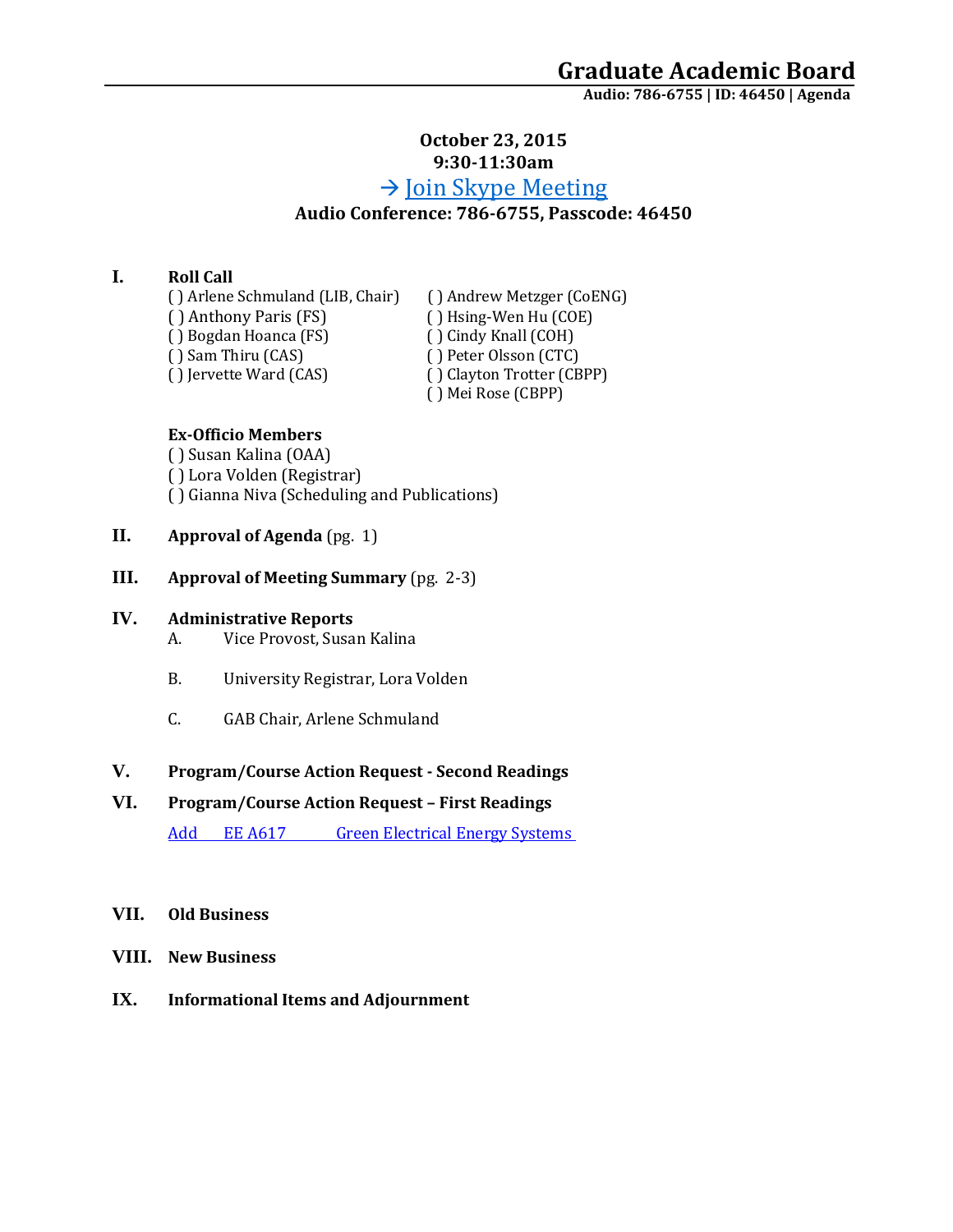# Graduate Academic Board

**Audio: 786-6755 | ID: 46450 | Agenda**

**October 23, 2015**
**9:30-11:30am**

→ Join Skype Meeting

**Audio Conference: 786-6755, Passcode: 46450**

**I. Roll Call**

( ) Arlene Schmuland (LIB, Chair)
( ) Anthony Paris (FS)
( ) Bogdan Hoanca (FS)
( ) Sam Thiru (CAS)
( ) Jervette Ward (CAS)
( ) Andrew Metzger (CoENG)
( ) Hsing-Wen Hu (COE)
( ) Cindy Knall (COH)
( ) Peter Olsson (CTC)
( ) Clayton Trotter (CBPP)
( ) Mei Rose (CBPP)

**Ex-Officio Members**

( ) Susan Kalina (OAA)
( ) Lora Volden (Registrar)
( ) Gianna Niva (Scheduling and Publications)

**II. Approval of Agenda** (pg. 1)

**III. Approval of Meeting Summary** (pg. 2-3)

**IV. Administrative Reports**

A. Vice Provost, Susan Kalina

B. University Registrar, Lora Volden

C. GAB Chair, Arlene Schmuland

**V. Program/Course Action Request - Second Readings**

**VI. Program/Course Action Request – First Readings**

Add EE A617 Green Electrical Energy Systems

**VII. Old Business**

**VIII. New Business**

**IX. Informational Items and Adjournment**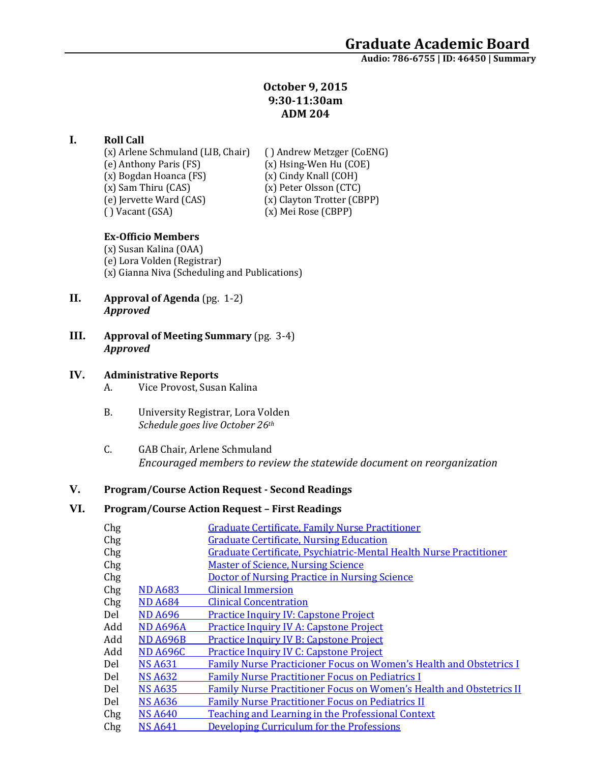# Graduate Academic Board

**Audio: 786-6755 | ID: 46450 | Summary**

**October 9, 2015**
**9:30-11:30am**
**ADM 204**

## I. Roll Call

(x) Arlene Schmuland (LIB, Chair)
(e) Anthony Paris (FS)
(x) Bogdan Hoanca (FS)
(x) Sam Thiru (CAS)
(e) Jervette Ward (CAS)
( ) Vacant (GSA)
( ) Andrew Metzger (CoENG)
(x) Hsing-Wen Hu (COE)
(x) Cindy Knall (COH)
(x) Peter Olsson (CTC)
(x) Clayton Trotter (CBPP)
(x) Mei Rose (CBPP)

**Ex-Officio Members**

(x) Susan Kalina (OAA)
(e) Lora Volden (Registrar)
(x) Gianna Niva (Scheduling and Publications)

## II. Approval of Agenda (pg. 1-2)

***Approved***

## III. Approval of Meeting Summary (pg. 3-4)

***Approved***

## IV. Administrative Reports

A. Vice Provost, Susan Kalina

B. University Registrar, Lora Volden
*Schedule goes live October 26th*

C. GAB Chair, Arlene Schmuland
*Encouraged members to review the statewide document on reorganization*

## V. Program/Course Action Request - Second Readings

## VI. Program/Course Action Request – First Readings

| | | |
|---|---|---|
| Chg | | Graduate Certificate, Family Nurse Practitioner |
| Chg | | Graduate Certificate, Nursing Education |
| Chg | | Graduate Certificate, Psychiatric-Mental Health Nurse Practitioner |
| Chg | | Master of Science, Nursing Science |
| Chg | | Doctor of Nursing Practice in Nursing Science |
| Chg | ND A683 | Clinical Immersion |
| Chg | ND A684 | Clinical Concentration |
| Del | ND A696 | Practice Inquiry IV: Capstone Project |
| Add | ND A696A | Practice Inquiry IV A: Capstone Project |
| Add | ND A696B | Practice Inquiry IV B: Capstone Project |
| Add | ND A696C | Practice Inquiry IV C: Capstone Project |
| Del | NS A631 | Family Nurse Practicioner Focus on Women's Health and Obstetrics I |
| Del | NS A632 | Family Nurse Practitioner Focus on Pediatrics I |
| Del | NS A635 | Family Nurse Practitioner Focus on Women's Health and Obstetrics II |
| Del | NS A636 | Family Nurse Practitioner Focus on Pediatrics II |
| Chg | NS A640 | Teaching and Learning in the Professional Context |
| Chg | NS A641 | Developing Curriculum for the Professions |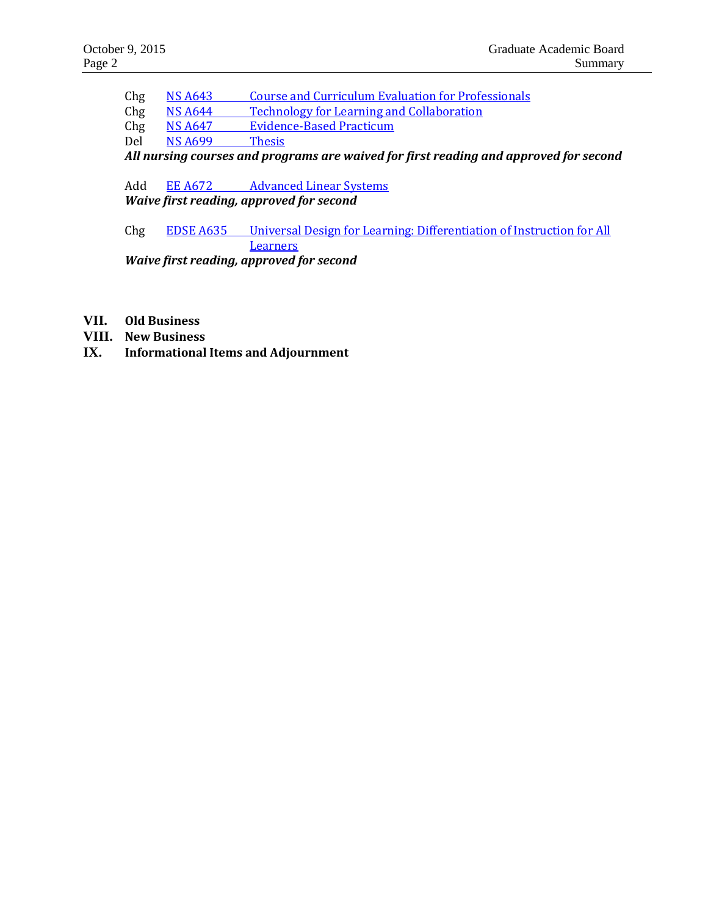Chg NS A643 Course and Curriculum Evaluation for Professionals
Chg NS A644 Technology for Learning and Collaboration
Chg NS A647 Evidence-Based Practicum
Del NS A699 Thesis

***All nursing courses and programs are waived for first reading and approved for second***

Add EE A672 Advanced Linear Systems

***Waive first reading, approved for second***

Chg EDSE A635 Universal Design for Learning: Differentiation of Instruction for All Learners

***Waive first reading, approved for second***

**VII. Old Business**

**VIII. New Business**

**IX. Informational Items and Adjournment**